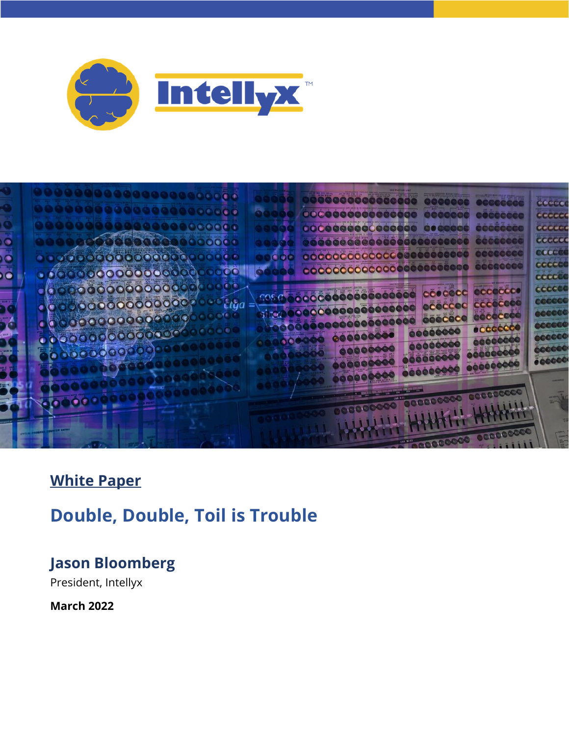**White Paper**

# Double, Double, Toil is Trouble

## Jason Bloomberg

President, Intellyx

**March 2022**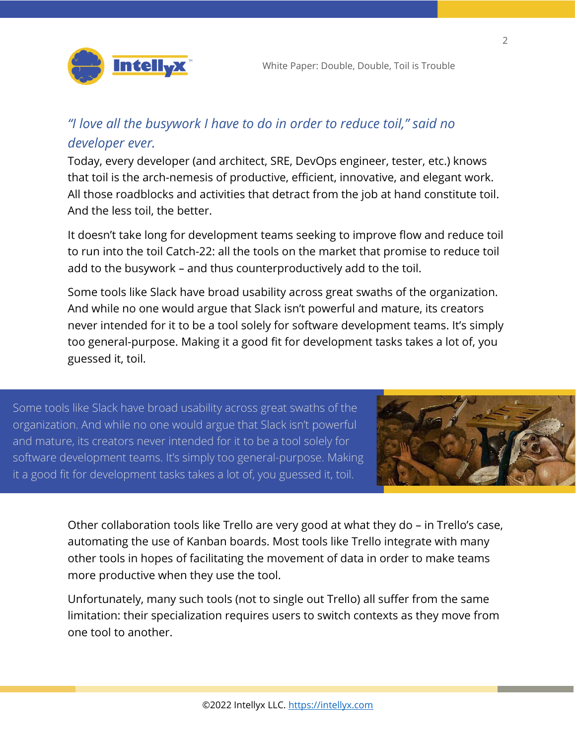*"I love all the busywork I have to do in order to reduce toil," said no developer ever.*

Today, every developer (and architect, SRE, DevOps engineer, tester, etc.) knows that toil is the arch-nemesis of productive, efficient, innovative, and elegant work. All those roadblocks and activities that detract from the job at hand constitute toil. And the less toil, the better.

It doesn't take long for development teams seeking to improve flow and reduce toil to run into the toil Catch-22: all the tools on the market that promise to reduce toil add to the busywork – and thus counterproductively add to the toil.

Some tools like Slack have broad usability across great swaths of the organization. And while no one would argue that Slack isn't powerful and mature, its creators never intended for it to be a tool solely for software development teams. It's simply too general-purpose. Making it a good fit for development tasks takes a lot of, you guessed it, toil.

> Some tools like Slack have broad usability across great swaths of the organization. And while no one would argue that Slack isn't powerful and mature, its creators never intended for it to be a tool solely for software development teams. It's simply too general-purpose. Making it a good fit for development tasks takes a lot of, you guessed it, toil.

Other collaboration tools like Trello are very good at what they do – in Trello's case, automating the use of Kanban boards. Most tools like Trello integrate with many other tools in hopes of facilitating the movement of data in order to make teams more productive when they use the tool.

Unfortunately, many such tools (not to single out Trello) all suffer from the same limitation: their specialization requires users to switch contexts as they move from one tool to another.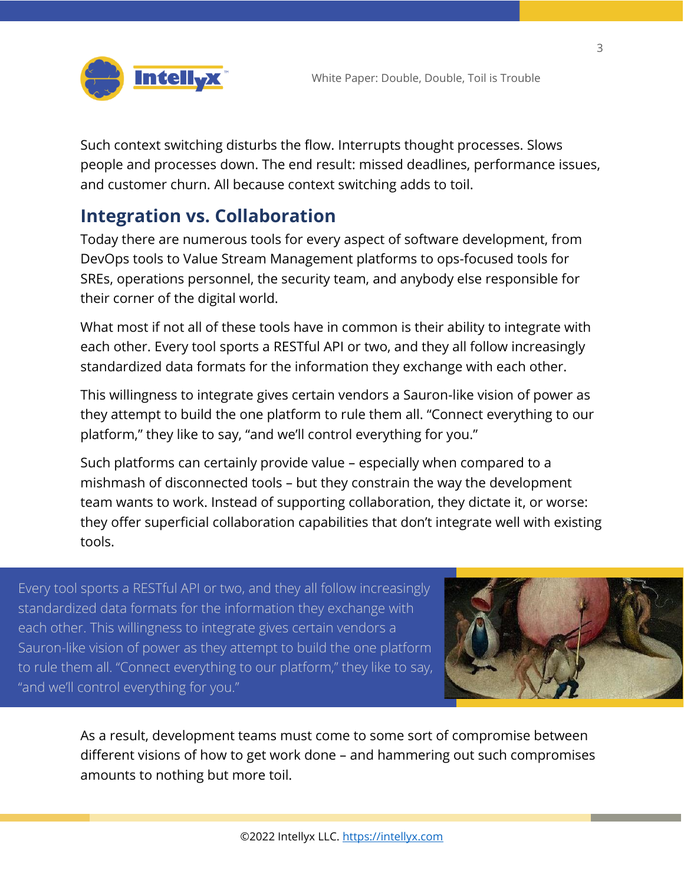Such context switching disturbs the flow. Interrupts thought processes. Slows people and processes down. The end result: missed deadlines, performance issues, and customer churn. All because context switching adds to toil.

## Integration vs. Collaboration

Today there are numerous tools for every aspect of software development, from DevOps tools to Value Stream Management platforms to ops-focused tools for SREs, operations personnel, the security team, and anybody else responsible for their corner of the digital world.

What most if not all of these tools have in common is their ability to integrate with each other. Every tool sports a RESTful API or two, and they all follow increasingly standardized data formats for the information they exchange with each other.

This willingness to integrate gives certain vendors a Sauron-like vision of power as they attempt to build the one platform to rule them all. "Connect everything to our platform," they like to say, "and we'll control everything for you."

Such platforms can certainly provide value – especially when compared to a mishmash of disconnected tools – but they constrain the way the development team wants to work. Instead of supporting collaboration, they dictate it, or worse: they offer superficial collaboration capabilities that don't integrate well with existing tools.

> Every tool sports a RESTful API or two, and they all follow increasingly standardized data formats for the information they exchange with each other. This willingness to integrate gives certain vendors a Sauron-like vision of power as they attempt to build the one platform to rule them all. "Connect everything to our platform," they like to say, "and we'll control everything for you."

As a result, development teams must come to some sort of compromise between different visions of how to get work done – and hammering out such compromises amounts to nothing but more toil.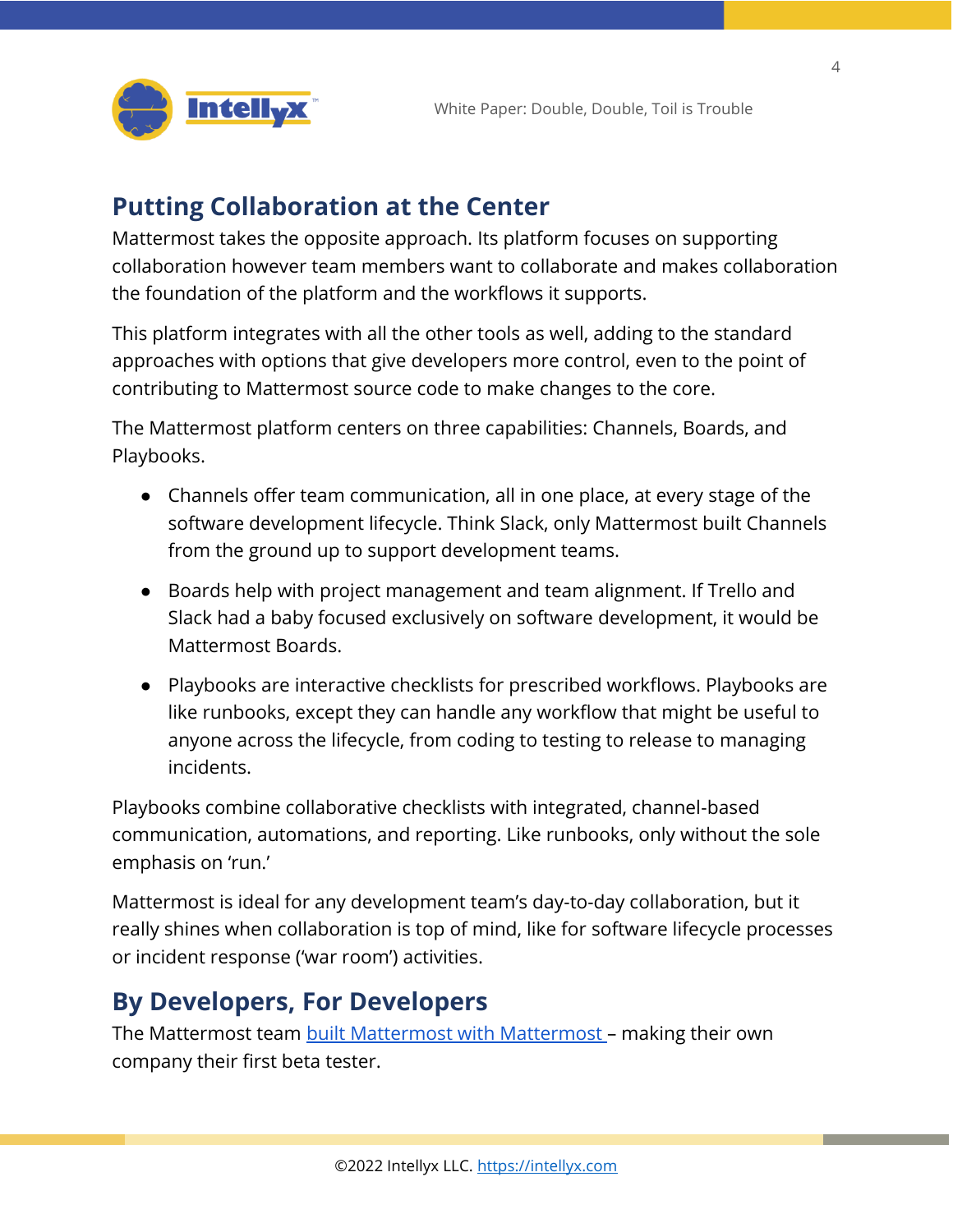## Putting Collaboration at the Center

Mattermost takes the opposite approach. Its platform focuses on supporting collaboration however team members want to collaborate and makes collaboration the foundation of the platform and the workflows it supports.

This platform integrates with all the other tools as well, adding to the standard approaches with options that give developers more control, even to the point of contributing to Mattermost source code to make changes to the core.

The Mattermost platform centers on three capabilities: Channels, Boards, and Playbooks.

- Channels offer team communication, all in one place, at every stage of the software development lifecycle. Think Slack, only Mattermost built Channels from the ground up to support development teams.
- Boards help with project management and team alignment. If Trello and Slack had a baby focused exclusively on software development, it would be Mattermost Boards.
- Playbooks are interactive checklists for prescribed workflows. Playbooks are like runbooks, except they can handle any workflow that might be useful to anyone across the lifecycle, from coding to testing to release to managing incidents.

Playbooks combine collaborative checklists with integrated, channel-based communication, automations, and reporting. Like runbooks, only without the sole emphasis on 'run.'

Mattermost is ideal for any development team's day-to-day collaboration, but it really shines when collaboration is top of mind, like for software lifecycle processes or incident response ('war room') activities.

## By Developers, For Developers

The Mattermost team built Mattermost with Mattermost – making their own company their first beta tester.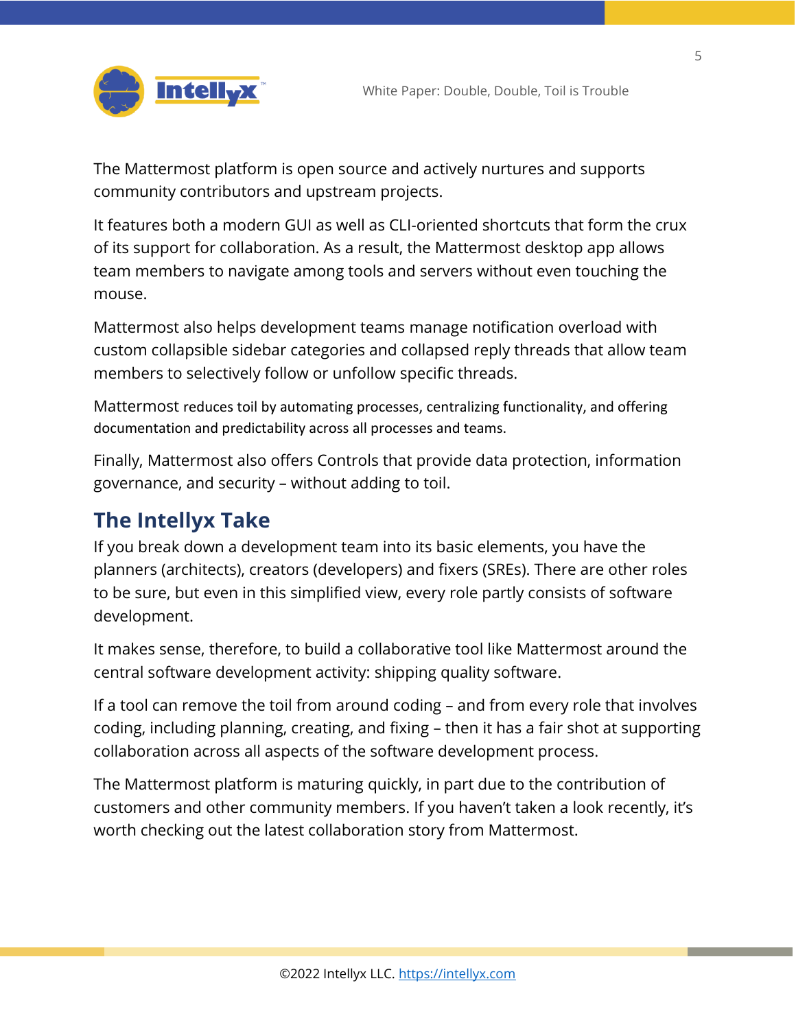The Mattermost platform is open source and actively nurtures and supports community contributors and upstream projects.

It features both a modern GUI as well as CLI-oriented shortcuts that form the crux of its support for collaboration. As a result, the Mattermost desktop app allows team members to navigate among tools and servers without even touching the mouse.

Mattermost also helps development teams manage notification overload with custom collapsible sidebar categories and collapsed reply threads that allow team members to selectively follow or unfollow specific threads.

Mattermost reduces toil by automating processes, centralizing functionality, and offering documentation and predictability across all processes and teams.

Finally, Mattermost also offers Controls that provide data protection, information governance, and security – without adding to toil.

## The Intellyx Take

If you break down a development team into its basic elements, you have the planners (architects), creators (developers) and fixers (SREs). There are other roles to be sure, but even in this simplified view, every role partly consists of software development.

It makes sense, therefore, to build a collaborative tool like Mattermost around the central software development activity: shipping quality software.

If a tool can remove the toil from around coding – and from every role that involves coding, including planning, creating, and fixing – then it has a fair shot at supporting collaboration across all aspects of the software development process.

The Mattermost platform is maturing quickly, in part due to the contribution of customers and other community members. If you haven't taken a look recently, it's worth checking out the latest collaboration story from Mattermost.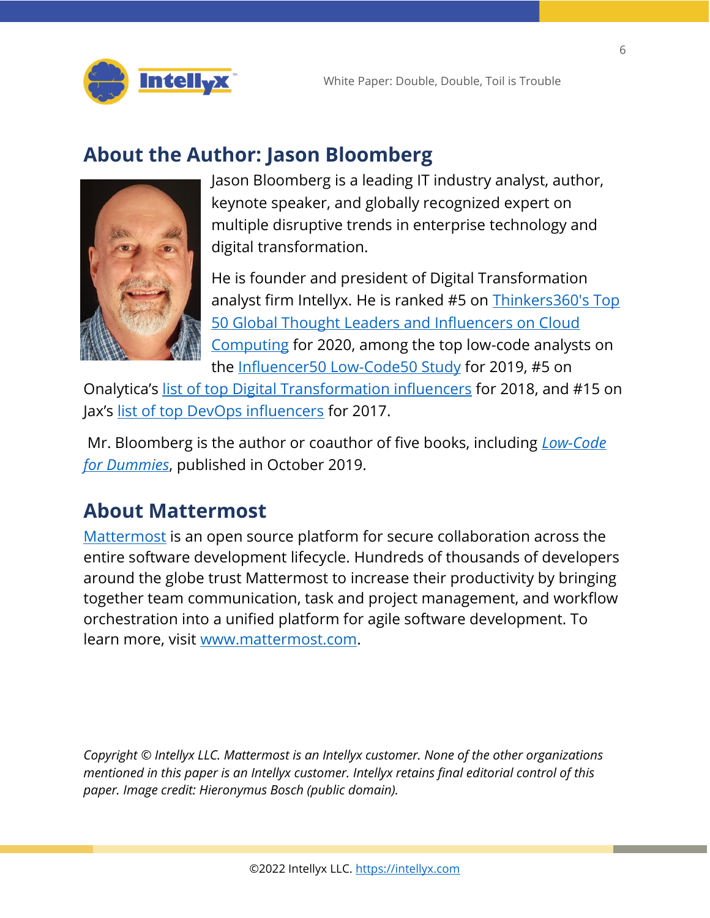## About the Author: Jason Bloomberg

Jason Bloomberg is a leading IT industry analyst, author, keynote speaker, and globally recognized expert on multiple disruptive trends in enterprise technology and digital transformation.

He is founder and president of Digital Transformation analyst firm Intellyx. He is ranked #5 on Thinkers360's Top 50 Global Thought Leaders and Influencers on Cloud Computing for 2020, among the top low-code analysts on the Influencer50 Low-Code50 Study for 2019, #5 on Onalytica's list of top Digital Transformation influencers for 2018, and #15 on Jax's list of top DevOps influencers for 2017.

Mr. Bloomberg is the author or coauthor of five books, including *Low-Code for Dummies*, published in October 2019.

## About Mattermost

Mattermost is an open source platform for secure collaboration across the entire software development lifecycle. Hundreds of thousands of developers around the globe trust Mattermost to increase their productivity by bringing together team communication, task and project management, and workflow orchestration into a unified platform for agile software development. To learn more, visit www.mattermost.com.

*Copyright © Intellyx LLC. Mattermost is an Intellyx customer. None of the other organizations mentioned in this paper is an Intellyx customer. Intellyx retains final editorial control of this paper. Image credit: Hieronymus Bosch (public domain).*